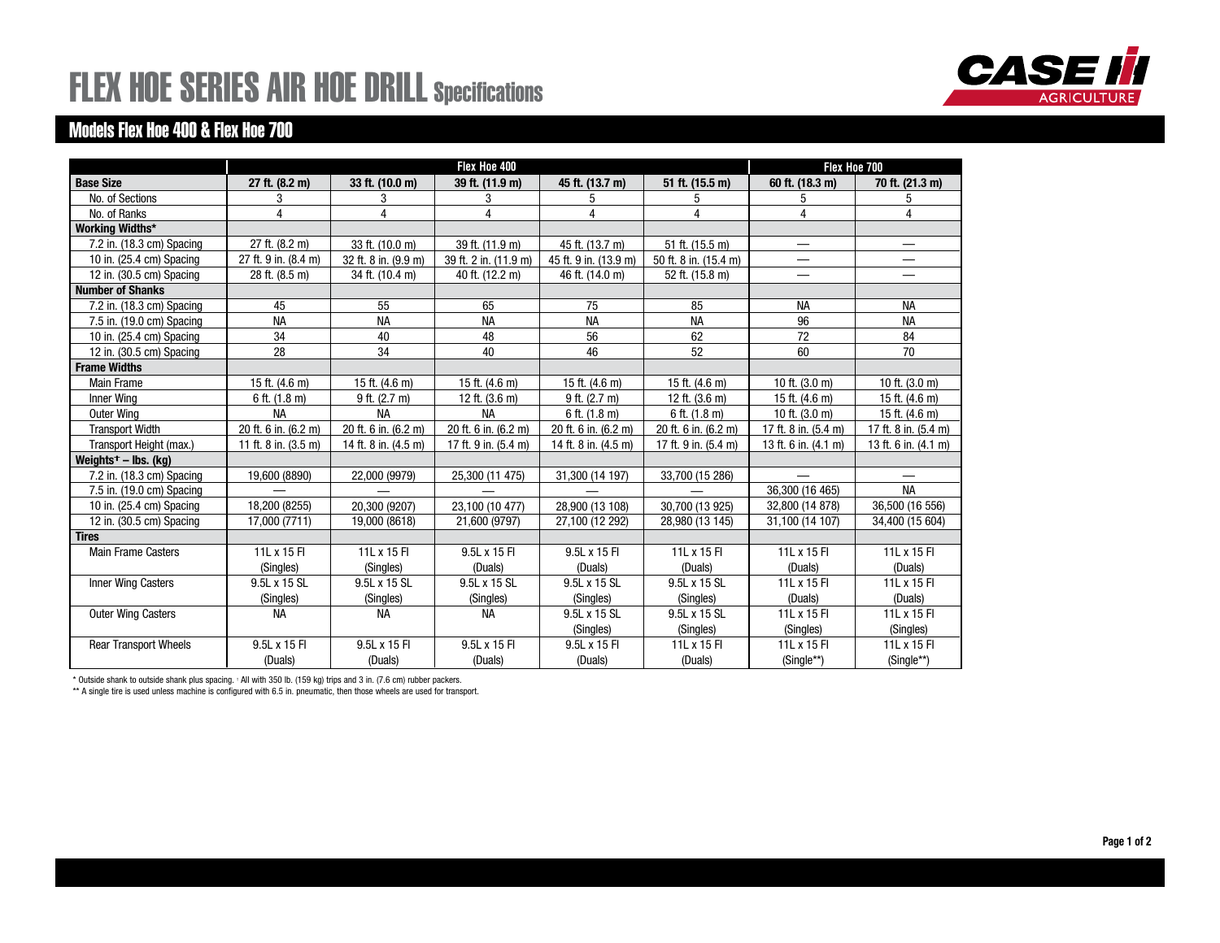# FLEX HOE SERIES AIR HOE DRILL Specifications

## Models Flex Hoe 400 & Flex Hoe 700

| | Flex Hoe 400 | | | | | Flex Hoe 700 | |
|---|---|---|---|---|---|---|---|
| **Base Size** | **27 ft. (8.2 m)** | **33 ft. (10.0 m)** | **39 ft. (11.9 m)** | **45 ft. (13.7 m)** | **51 ft. (15.5 m)** | **60 ft. (18.3 m)** | **70 ft. (21.3 m)** |
| No. of Sections | 3 | 3 | 3 | 5 | 5 | 5 | 5 |
| No. of Ranks | 4 | 4 | 4 | 4 | 4 | 4 | 4 |
| **Working Widths*** | | | | | | | |
| 7.2 in. (18.3 cm) Spacing | 27 ft. (8.2 m) | 33 ft. (10.0 m) | 39 ft. (11.9 m) | 45 ft. (13.7 m) | 51 ft. (15.5 m) | — | — |
| 10 in. (25.4 cm) Spacing | 27 ft. 9 in. (8.4 m) | 32 ft. 8 in. (9.9 m) | 39 ft. 2 in. (11.9 m) | 45 ft. 9 in. (13.9 m) | 50 ft. 8 in. (15.4 m) | — | — |
| 12 in. (30.5 cm) Spacing | 28 ft. (8.5 m) | 34 ft. (10.4 m) | 40 ft. (12.2 m) | 46 ft. (14.0 m) | 52 ft. (15.8 m) | — | — |
| **Number of Shanks** | | | | | | | |
| 7.2 in. (18.3 cm) Spacing | 45 | 55 | 65 | 75 | 85 | NA | NA |
| 7.5 in. (19.0 cm) Spacing | NA | NA | NA | NA | NA | 96 | NA |
| 10 in. (25.4 cm) Spacing | 34 | 40 | 48 | 56 | 62 | 72 | 84 |
| 12 in. (30.5 cm) Spacing | 28 | 34 | 40 | 46 | 52 | 60 | 70 |
| **Frame Widths** | | | | | | | |
| Main Frame | 15 ft. (4.6 m) | 15 ft. (4.6 m) | 15 ft. (4.6 m) | 15 ft. (4.6 m) | 15 ft. (4.6 m) | 10 ft. (3.0 m) | 10 ft. (3.0 m) |
| Inner Wing | 6 ft. (1.8 m) | 9 ft. (2.7 m) | 12 ft. (3.6 m) | 9 ft. (2.7 m) | 12 ft. (3.6 m) | 15 ft. (4.6 m) | 15 ft. (4.6 m) |
| Outer Wing | NA | NA | NA | 6 ft. (1.8 m) | 6 ft. (1.8 m) | 10 ft. (3.0 m) | 15 ft. (4.6 m) |
| Transport Width | 20 ft. 6 in. (6.2 m) | 20 ft. 6 in. (6.2 m) | 20 ft. 6 in. (6.2 m) | 20 ft. 6 in. (6.2 m) | 20 ft. 6 in. (6.2 m) | 17 ft. 8 in. (5.4 m) | 17 ft. 8 in. (5.4 m) |
| Transport Height (max.) | 11 ft. 8 in. (3.5 m) | 14 ft. 8 in. (4.5 m) | 17 ft. 9 in. (5.4 m) | 14 ft. 8 in. (4.5 m) | 17 ft. 9 in. (5.4 m) | 13 ft. 6 in. (4.1 m) | 13 ft. 6 in. (4.1 m) |
| **Weights† – lbs. (kg)** | | | | | | | |
| 7.2 in. (18.3 cm) Spacing | 19,600 (8890) | 22,000 (9979) | 25,300 (11 475) | 31,300 (14 197) | 33,700 (15 286) | — | — |
| 7.5 in. (19.0 cm) Spacing | — | — | — | — | — | 36,300 (16 465) | NA |
| 10 in. (25.4 cm) Spacing | 18,200 (8255) | 20,300 (9207) | 23,100 (10 477) | 28,900 (13 108) | 30,700 (13 925) | 32,800 (14 878) | 36,500 (16 556) |
| 12 in. (30.5 cm) Spacing | 17,000 (7711) | 19,000 (8618) | 21,600 (9797) | 27,100 (12 292) | 28,980 (13 145) | 31,100 (14 107) | 34,400 (15 604) |
| **Tires** | | | | | | | |
| Main Frame Casters | 11L x 15 FI (Singles) | 11L x 15 FI (Singles) | 9.5L x 15 FI (Duals) | 9.5L x 15 FI (Duals) | 11L x 15 FI (Duals) | 11L x 15 FI (Duals) | 11L x 15 FI (Duals) |
| Inner Wing Casters | 9.5L x 15 SL (Singles) | 9.5L x 15 SL (Singles) | 9.5L x 15 SL (Singles) | 9.5L x 15 SL (Singles) | 9.5L x 15 SL (Singles) | 11L x 15 FI (Duals) | 11L x 15 FI (Duals) |
| Outer Wing Casters | NA | NA | NA | 9.5L x 15 SL (Singles) | 9.5L x 15 SL (Singles) | 11L x 15 FI (Singles) | 11L x 15 FI (Singles) |
| Rear Transport Wheels | 9.5L x 15 FI (Duals) | 9.5L x 15 FI (Duals) | 9.5L x 15 FI (Duals) | 9.5L x 15 FI (Duals) | 11L x 15 FI (Duals) | 11L x 15 FI (Single**) | 11L x 15 FI (Single**) |

\* Outside shank to outside shank plus spacing. † All with 350 lb. (159 kg) trips and 3 in. (7.6 cm) rubber packers.

** A single tire is used unless machine is configured with 6.5 in. pneumatic, then those wheels are used for transport.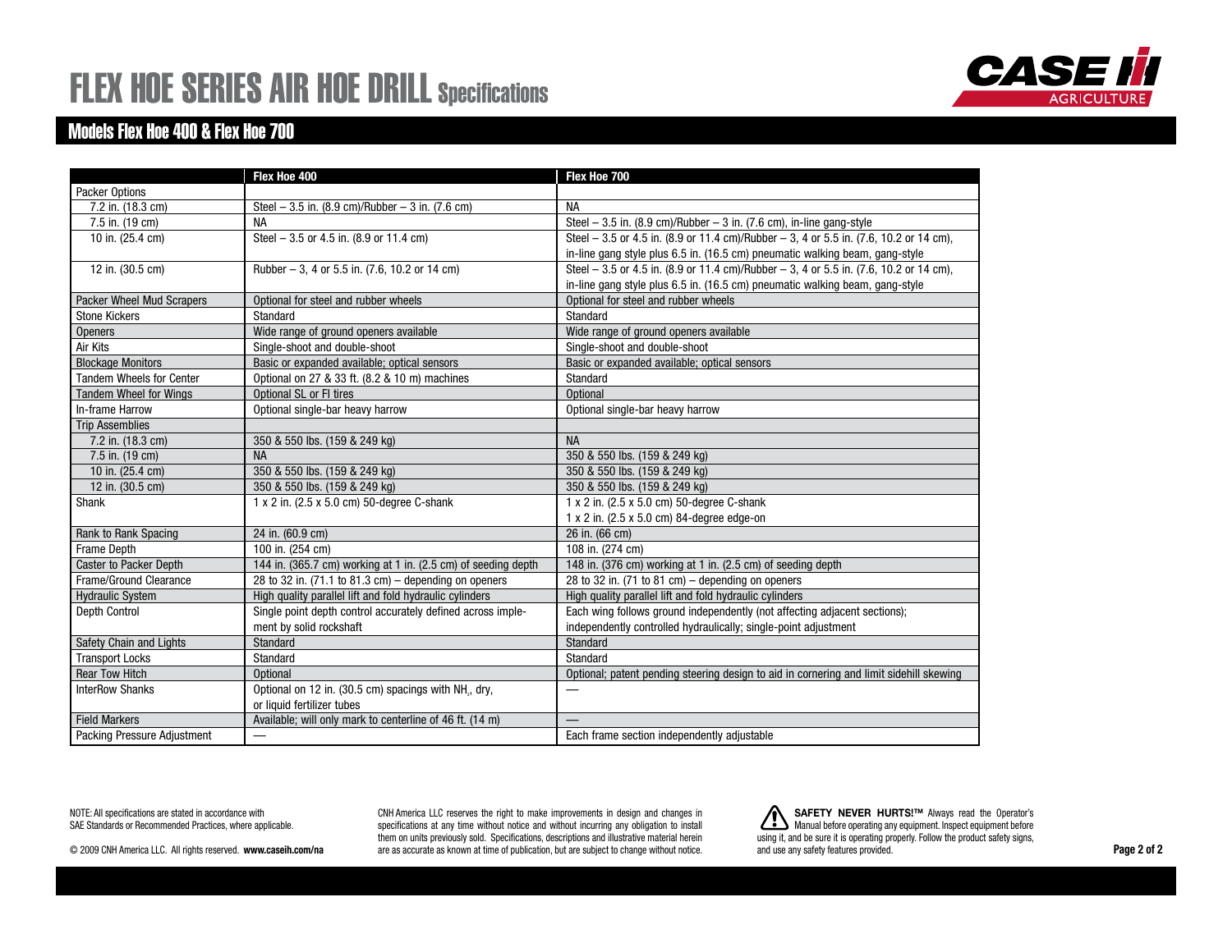# FLEX HOE SERIES AIR HOE DRILL Specifications

## Models Flex Hoe 400 & Flex Hoe 700

| | Flex Hoe 400 | Flex Hoe 700 |
|---|---|---|
| Packer Options | | |
| 7.2 in. (18.3 cm) | Steel – 3.5 in. (8.9 cm)/Rubber – 3 in. (7.6 cm) | NA |
| 7.5 in. (19 cm) | NA | Steel – 3.5 in. (8.9 cm)/Rubber – 3 in. (7.6 cm), in-line gang-style |
| 10 in. (25.4 cm) | Steel – 3.5 or 4.5 in. (8.9 or 11.4 cm) | Steel – 3.5 or 4.5 in. (8.9 or 11.4 cm)/Rubber – 3, 4 or 5.5 in. (7.6, 10.2 or 14 cm), in-line gang style plus 6.5 in. (16.5 cm) pneumatic walking beam, gang-style |
| 12 in. (30.5 cm) | Rubber – 3, 4 or 5.5 in. (7.6, 10.2 or 14 cm) | Steel – 3.5 or 4.5 in. (8.9 or 11.4 cm)/Rubber – 3, 4 or 5.5 in. (7.6, 10.2 or 14 cm), in-line gang style plus 6.5 in. (16.5 cm) pneumatic walking beam, gang-style |
| Packer Wheel Mud Scrapers | Optional for steel and rubber wheels | Optional for steel and rubber wheels |
| Stone Kickers | Standard | Standard |
| Openers | Wide range of ground openers available | Wide range of ground openers available |
| Air Kits | Single-shoot and double-shoot | Single-shoot and double-shoot |
| Blockage Monitors | Basic or expanded available; optical sensors | Basic or expanded available; optical sensors |
| Tandem Wheels for Center | Optional on 27 & 33 ft. (8.2 & 10 m) machines | Standard |
| Tandem Wheel for Wings | Optional SL or FI tires | Optional |
| In-frame Harrow | Optional single-bar heavy harrow | Optional single-bar heavy harrow |
| Trip Assemblies | | |
| 7.2 in. (18.3 cm) | 350 & 550 lbs. (159 & 249 kg) | NA |
| 7.5 in. (19 cm) | NA | 350 & 550 lbs. (159 & 249 kg) |
| 10 in. (25.4 cm) | 350 & 550 lbs. (159 & 249 kg) | 350 & 550 lbs. (159 & 249 kg) |
| 12 in. (30.5 cm) | 350 & 550 lbs. (159 & 249 kg) | 350 & 550 lbs. (159 & 249 kg) |
| Shank | 1 x 2 in. (2.5 x 5.0 cm) 50-degree C-shank | 1 x 2 in. (2.5 x 5.0 cm) 50-degree C-shank<br>1 x 2 in. (2.5 x 5.0 cm) 84-degree edge-on |
| Rank to Rank Spacing | 24 in. (60.9 cm) | 26 in. (66 cm) |
| Frame Depth | 100 in. (254 cm) | 108 in. (274 cm) |
| Caster to Packer Depth | 144 in. (365.7 cm) working at 1 in. (2.5 cm) of seeding depth | 148 in. (376 cm) working at 1 in. (2.5 cm) of seeding depth |
| Frame/Ground Clearance | 28 to 32 in. (71.1 to 81.3 cm) – depending on openers | 28 to 32 in. (71 to 81 cm) – depending on openers |
| Hydraulic System | High quality parallel lift and fold hydraulic cylinders | High quality parallel lift and fold hydraulic cylinders |
| Depth Control | Single point depth control accurately defined across implement by solid rockshaft | Each wing follows ground independently (not affecting adjacent sections); independently controlled hydraulically; single-point adjustment |
| Safety Chain and Lights | Standard | Standard |
| Transport Locks | Standard | Standard |
| Rear Tow Hitch | Optional | Optional; patent pending steering design to aid in cornering and limit sidehill skewing |
| InterRow Shanks | Optional on 12 in. (30.5 cm) spacings with $NH_3$, dry, or liquid fertilizer tubes | — |
| Field Markers | Available; will only mark to centerline of 46 ft. (14 m) | — |
| Packing Pressure Adjustment | — | Each frame section independently adjustable |

NOTE: All specifications are stated in accordance with SAE Standards or Recommended Practices, where applicable.

© 2009 CNH America LLC. All rights reserved. **www.caseih.com/na**

CNH America LLC reserves the right to make improvements in design and changes in specifications at any time without notice and without incurring any obligation to install them on units previously sold. Specifications, descriptions and illustrative material herein are as accurate as known at time of publication, but are subject to change without notice.

**SAFETY NEVER HURTS!™** Always read the Operator's Manual before operating any equipment. Inspect equipment before using it, and be sure it is operating properly. Follow the product safety signs, and use any safety features provided.